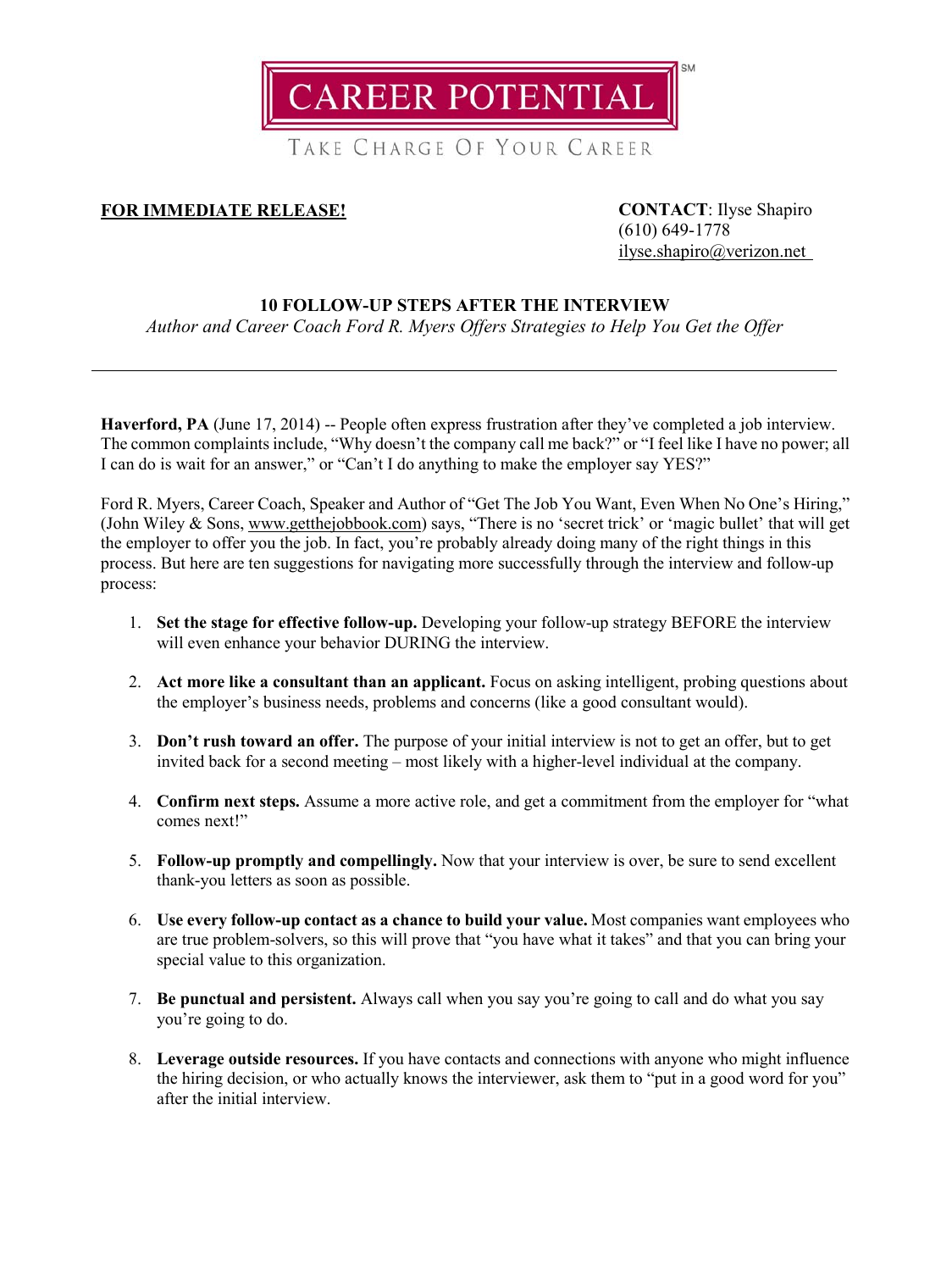# CAREER POTENTIAL[SM]

TAKE CHARGE OF YOUR CAREER

**FOR IMMEDIATE RELEASE!**

**CONTACT**: Ilyse Shapiro
(610) 649-1778
ilyse.shapiro@verizon.net

## 10 FOLLOW-UP STEPS AFTER THE INTERVIEW

*Author and Career Coach Ford R. Myers Offers Strategies to Help You Get the Offer*

---

**Haverford, PA** (June 17, 2014) -- People often express frustration after they've completed a job interview. The common complaints include, "Why doesn't the company call me back?" or "I feel like I have no power; all I can do is wait for an answer," or "Can't I do anything to make the employer say YES?"

Ford R. Myers, Career Coach, Speaker and Author of "Get The Job You Want, Even When No One's Hiring," (John Wiley & Sons, www.getthejobbook.com) says, "There is no 'secret trick' or 'magic bullet' that will get the employer to offer you the job. In fact, you're probably already doing many of the right things in this process. But here are ten suggestions for navigating more successfully through the interview and follow-up process:

1. **Set the stage for effective follow-up.** Developing your follow-up strategy BEFORE the interview will even enhance your behavior DURING the interview.

2. **Act more like a consultant than an applicant.** Focus on asking intelligent, probing questions about the employer's business needs, problems and concerns (like a good consultant would).

3. **Don't rush toward an offer.** The purpose of your initial interview is not to get an offer, but to get invited back for a second meeting – most likely with a higher-level individual at the company.

4. **Confirm next steps.** Assume a more active role, and get a commitment from the employer for "what comes next!"

5. **Follow-up promptly and compellingly.** Now that your interview is over, be sure to send excellent thank-you letters as soon as possible.

6. **Use every follow-up contact as a chance to build your value.** Most companies want employees who are true problem-solvers, so this will prove that "you have what it takes" and that you can bring your special value to this organization.

7. **Be punctual and persistent.** Always call when you say you're going to call and do what you say you're going to do.

8. **Leverage outside resources.** If you have contacts and connections with anyone who might influence the hiring decision, or who actually knows the interviewer, ask them to "put in a good word for you" after the initial interview.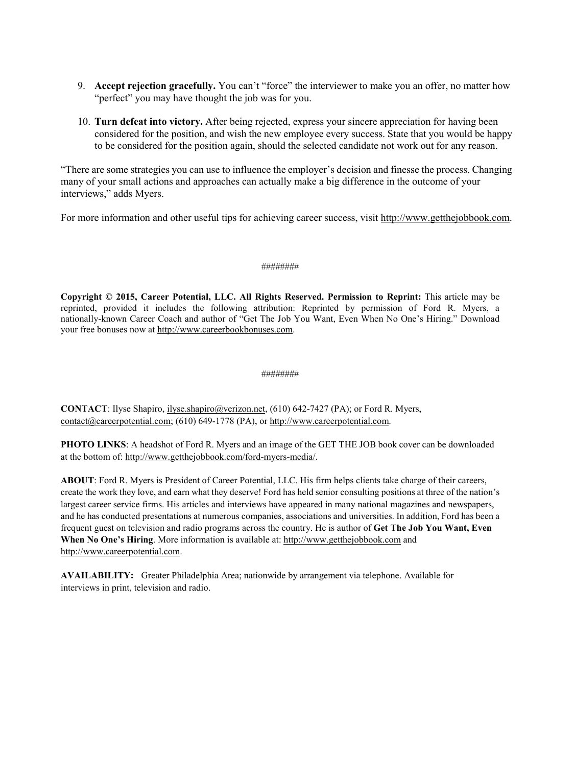9. **Accept rejection gracefully.** You can't "force" the interviewer to make you an offer, no matter how "perfect" you may have thought the job was for you.

10. **Turn defeat into victory.** After being rejected, express your sincere appreciation for having been considered for the position, and wish the new employee every success. State that you would be happy to be considered for the position again, should the selected candidate not work out for any reason.

"There are some strategies you can use to influence the employer's decision and finesse the process. Changing many of your small actions and approaches can actually make a big difference in the outcome of your interviews," adds Myers.

For more information and other useful tips for achieving career success, visit http://www.getthejobbook.com.

########

**Copyright © 2015, Career Potential, LLC. All Rights Reserved. Permission to Reprint:** This article may be reprinted, provided it includes the following attribution: Reprinted by permission of Ford R. Myers, a nationally-known Career Coach and author of "Get The Job You Want, Even When No One's Hiring." Download your free bonuses now at http://www.careerbookbonuses.com.

########

**CONTACT**: Ilyse Shapiro, ilyse.shapiro@verizon.net, (610) 642-7427 (PA); or Ford R. Myers, contact@careerpotential.com; (610) 649-1778 (PA), or http://www.careerpotential.com.

**PHOTO LINKS**: A headshot of Ford R. Myers and an image of the GET THE JOB book cover can be downloaded at the bottom of: http://www.getthejobbook.com/ford-myers-media/.

**ABOUT**: Ford R. Myers is President of Career Potential, LLC. His firm helps clients take charge of their careers, create the work they love, and earn what they deserve! Ford has held senior consulting positions at three of the nation's largest career service firms. His articles and interviews have appeared in many national magazines and newspapers, and he has conducted presentations at numerous companies, associations and universities. In addition, Ford has been a frequent guest on television and radio programs across the country. He is author of **Get The Job You Want, Even When No One's Hiring**. More information is available at: http://www.getthejobbook.com and http://www.careerpotential.com.

**AVAILABILITY:** Greater Philadelphia Area; nationwide by arrangement via telephone. Available for interviews in print, television and radio.